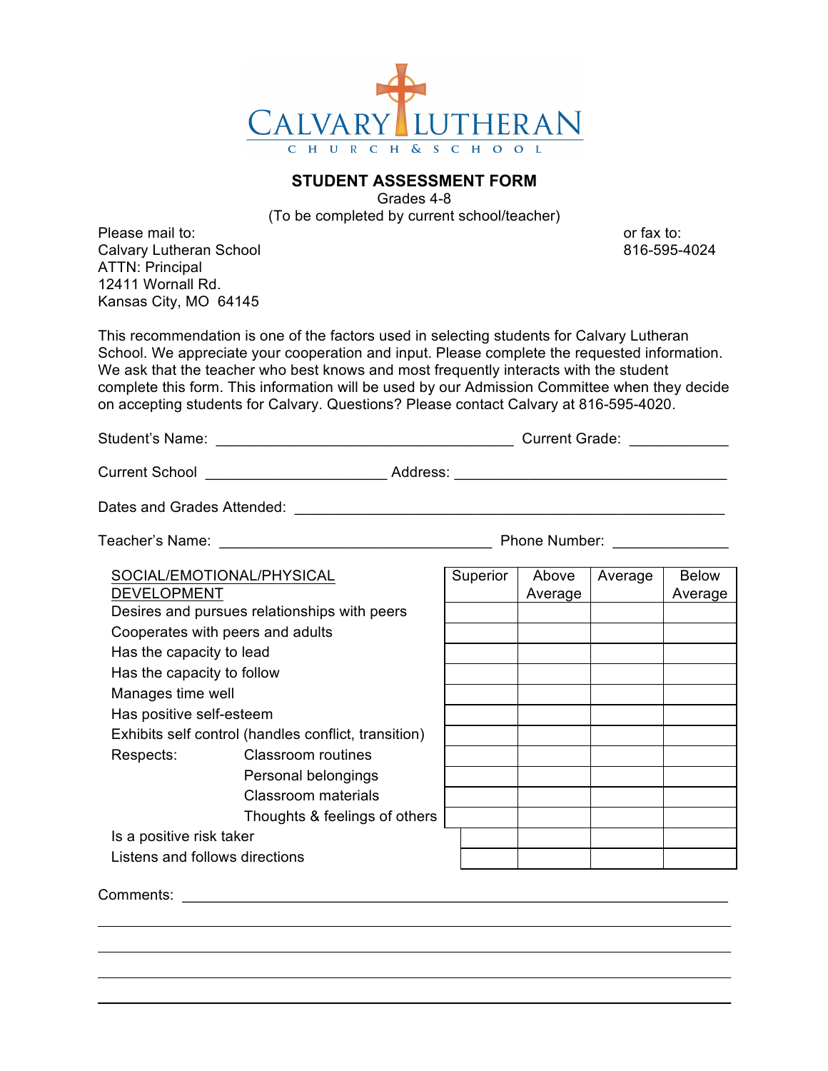# CALVARY LUTHERAN

CHURCH & SCHOOL

## STUDENT ASSESSMENT FORM

Grades 4-8

(To be completed by current school/teacher)

Please mail to:
Calvary Lutheran School
ATTN: Principal
12411 Wornall Rd.
Kansas City, MO 64145

or fax to:
816-595-4024

This recommendation is one of the factors used in selecting students for Calvary Lutheran School. We appreciate your cooperation and input. Please complete the requested information. We ask that the teacher who best knows and most frequently interacts with the student complete this form. This information will be used by our Admission Committee when they decide on accepting students for Calvary. Questions? Please contact Calvary at 816-595-4020.

Student's Name: ___________________________________ Current Grade: ___________

Current School ____________________ Address: ________________________________

Dates and Grades Attended: ___________________________________________________

Teacher's Name: ________________________________ Phone Number: _____________

| SOCIAL/EMOTIONAL/PHYSICAL DEVELOPMENT | Superior | Above Average | Average | Below Average |
|---|---|---|---|---|
| Desires and pursues relationships with peers | | | | |
| Cooperates with peers and adults | | | | |
| Has the capacity to lead | | | | |
| Has the capacity to follow | | | | |
| Manages time well | | | | |
| Has positive self-esteem | | | | |
| Exhibits self control (handles conflict, transition) | | | | |
| Respects: Classroom routines | | | | |
| Personal belongings | | | | |
| Classroom materials | | | | |
| Thoughts & feelings of others | | | | |
| Is a positive risk taker | | | | |
| Listens and follows directions | | | | |

Comments: ____________________________________________________________________

______________________________________________________________________________

______________________________________________________________________________

______________________________________________________________________________

______________________________________________________________________________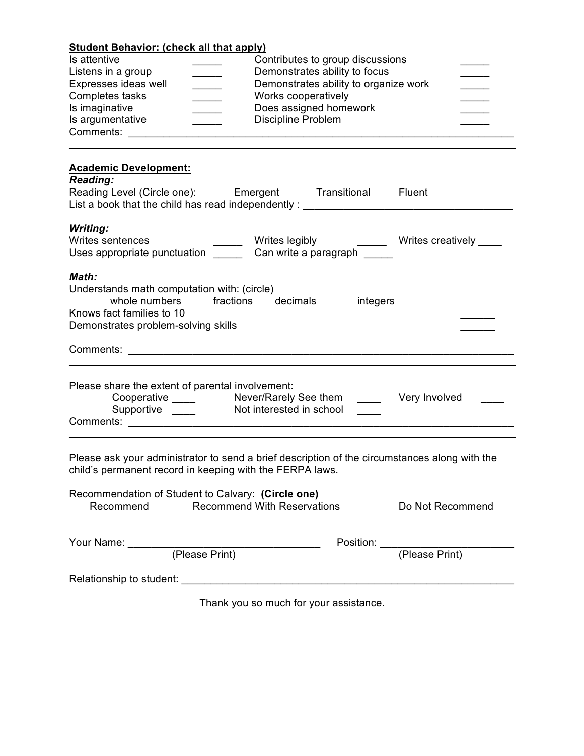**Student Behavior: (check all that apply)**

| | | | |
|---|---|---|---|
| Is attentive | _____ | Contributes to group discussions | _____ |
| Listens in a group | _____ | Demonstrates ability to focus | _____ |
| Expresses ideas well | _____ | Demonstrates ability to organize work | _____ |
| Completes tasks | _____ | Works cooperatively | _____ |
| Is imaginative | _____ | Does assigned homework | _____ |
| Is argumentative | _____ | Discipline Problem | _____ |

Comments: ______________________________________________________________________

______________________________________________________________________________

**Academic Development:**

***Reading:***

Reading Level (Circle one): Emergent Transitional Fluent

List a book that the child has read independently : ____________________________________

***Writing:***

| | | | | | |
|---|---|---|---|---|---|
| Writes sentences | _____ | Writes legibly | _____ | Writes creatively | ____ |
| Uses appropriate punctuation | _____ | Can write a paragraph | _____ | | |

***Math:***

Understands math computation with: (circle)

whole numbers fractions decimals integers

Knows fact families to 10 ______

Demonstrates problem-solving skills ______

Comments: ______________________________________________________________________

______________________________________________________________________________

Please share the extent of parental involvement:

| | | | | | |
|---|---|---|---|---|---|
| Cooperative | ____ | Never/Rarely See them | ____ | Very Involved | ____ |
| Supportive | ____ | Not interested in school | ____ | | |

Comments: ______________________________________________________________________

______________________________________________________________________________

Please ask your administrator to send a brief description of the circumstances along with the child's permanent record in keeping with the FERPA laws.

Recommendation of Student to Calvary: **(Circle one)**

Recommend Recommend With Reservations Do Not Recommend

Your Name: _________________________________ (Please Print) Position: ______________________ (Please Print)

Relationship to student: __________________________________________________________

Thank you so much for your assistance.